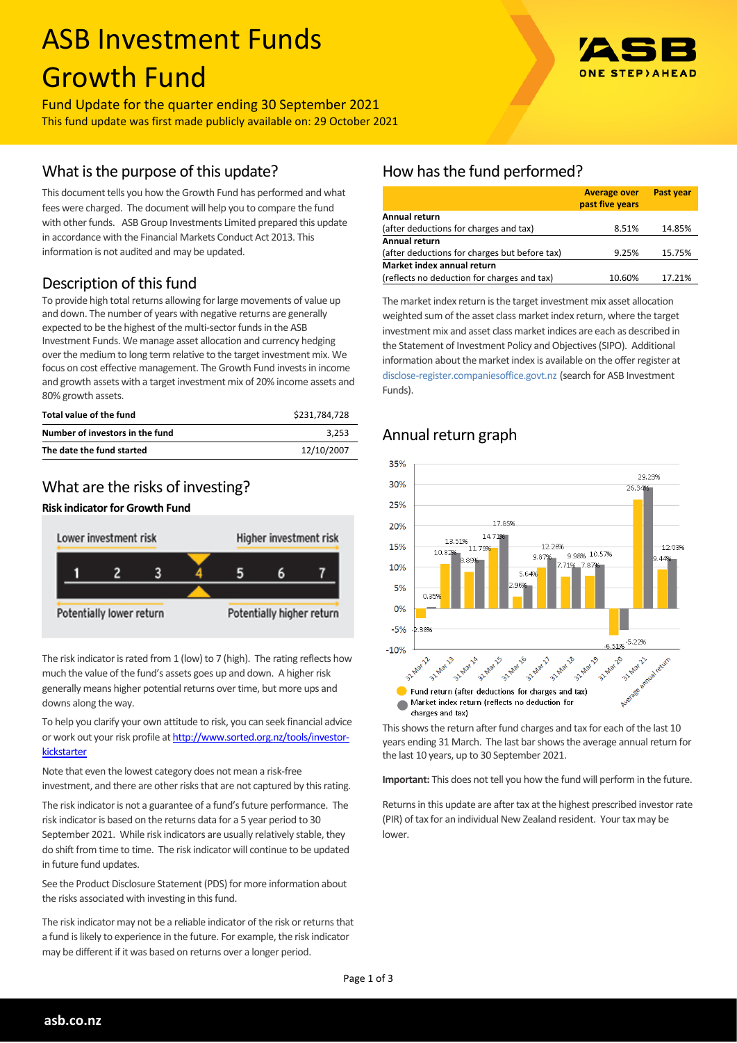# ASB Investment Funds Growth Fund

Fund Update for the quarter ending 30 September 2021

This fund update was first made publicly available on: 29 October 2021

## What is the purpose of this update?

This document tells you how the Growth Fund has performed and what fees were charged. The document will help you to compare the fund with other funds. ASB Group Investments Limited prepared this update in accordance with the Financial Markets Conduct Act 2013. This information is not audited and may be updated.

## Description of this fund

To provide high total returns allowing for large movements of value up and down. The number of years with negative returns are generally expected to be the highest of the multi-sector funds in the ASB Investment Funds. We manage asset allocation and currency hedging over the medium to long term relative to the target investment mix. We focus on cost effective management. The Growth Fund invests in income and growth assets with a target investment mix of 20% income assets and 80% growth assets.

| | |
|---|---|
| **Total value of the fund** | $231,784,728 |
| **Number of investors in the fund** | 3,253 |
| **The date the fund started** | 12/10/2007 |

## What are the risks of investing?

**Risk indicator for Growth Fund**

Lower investment risk — Higher investment risk

1 2 3 **4** 5 6 7

Potentially lower return — Potentially higher return

The risk indicator is rated from 1 (low) to 7 (high). The rating reflects how much the value of the fund's assets goes up and down. A higher risk generally means higher potential returns over time, but more ups and downs along the way.

To help you clarify your own attitude to risk, you can seek financial advice or work out your risk profile at http://www.sorted.org.nz/tools/investor-kickstarter

Note that even the lowest category does not mean a risk-free investment, and there are other risks that are not captured by this rating.

The risk indicator is not a guarantee of a fund's future performance. The risk indicator is based on the returns data for a 5 year period to 30 September 2021. While risk indicators are usually relatively stable, they do shift from time to time. The risk indicator will continue to be updated in future fund updates.

See the Product Disclosure Statement (PDS) for more information about the risks associated with investing in this fund.

The risk indicator may not be a reliable indicator of the risk or returns that a fund is likely to experience in the future. For example, the risk indicator may be different if it was based on returns over a longer period.

## How has the fund performed?

| | Average over past five years | Past year |
|---|---|---|
| **Annual return** (after deductions for charges and tax) | 8.51% | 14.85% |
| **Annual return** (after deductions for charges but before tax) | 9.25% | 15.75% |
| **Market index annual return** (reflects no deduction for charges and tax) | 10.60% | 17.21% |

The market index return is the target investment mix asset allocation weighted sum of the asset class market index return, where the target investment mix and asset class market indices are each as described in the Statement of Investment Policy and Objectives (SIPO). Additional information about the market index is available on the offer register at disclose-register.companiesoffice.govt.nz (search for ASB Investment Funds).

## Annual return graph

| | Fund return (after deductions for charges and tax) | Market index return (reflects no deduction for charges and tax) |
|---|---|---|
| 31 Mar 12 | -2.38% | 0.35% |
| 31 Mar 13 | 10.82% | 13.51% |
| 31 Mar 14 | 8.89% | 11.79% |
| 31 Mar 15 | 14.71% | 17.85% |
| 31 Mar 16 | 2.96% | 5.64% |
| 31 Mar 17 | 9.87% | 12.26% |
| 31 Mar 18 | 7.71% | 9.98% |
| 31 Mar 19 | 7.87% | 10.57% |
| 31 Mar 20 | -6.51% | -5.22% |
| 31 Mar 21 | 26.34% | 29.23% |
| Average annual return | 9.44% | 12.03% |

This shows the return after fund charges and tax for each of the last 10 years ending 31 March. The last bar shows the average annual return for the last 10 years, up to 30 September 2021.

**Important:** This does not tell you how the fund will perform in the future.

Returns in this update are after tax at the highest prescribed investor rate (PIR) of tax for an individual New Zealand resident. Your tax may be lower.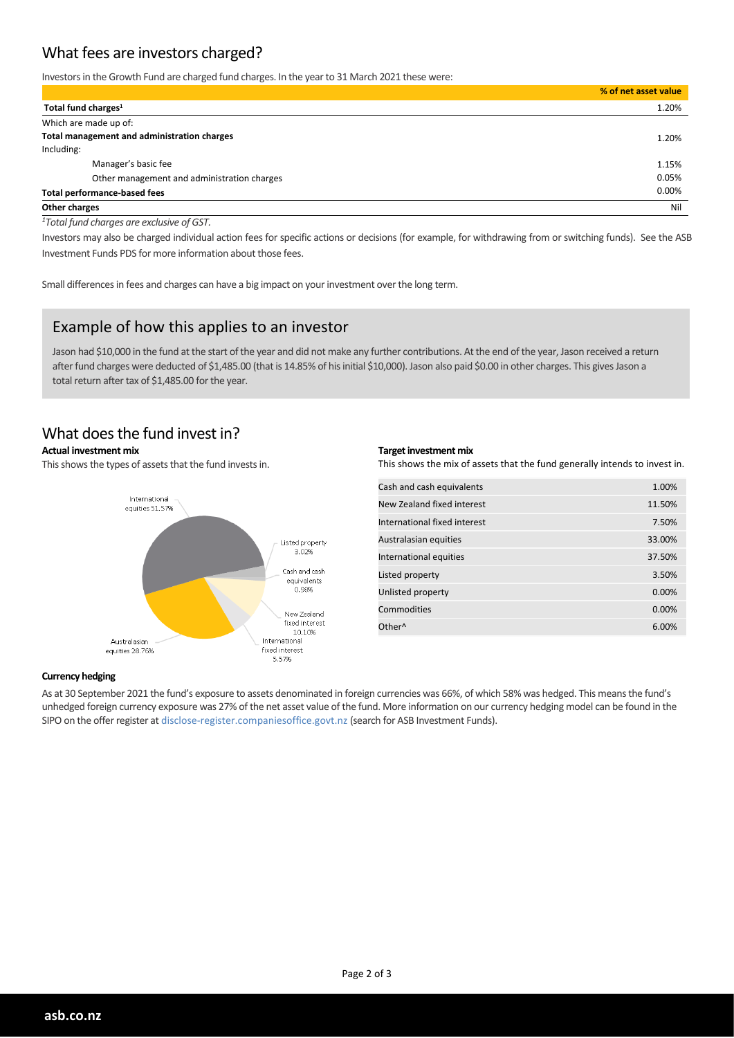## What fees are investors charged?

Investors in the Growth Fund are charged fund charges. In the year to 31 March 2021 these were:

| | % of net asset value |
|---|---|
| **Total fund charges**[1] | 1.20% |
| Which are made up of: | |
| **Total management and administration charges** | 1.20% |
| Including: | |
| Manager's basic fee | 1.15% |
| Other management and administration charges | 0.05% |
| **Total performance-based fees** | 0.00% |
| **Other charges** | Nil |

*[1]Total fund charges are exclusive of GST.*

Investors may also be charged individual action fees for specific actions or decisions (for example, for withdrawing from or switching funds). See the ASB Investment Funds PDS for more information about those fees.

Small differences in fees and charges can have a big impact on your investment over the long term.

## Example of how this applies to an investor

Jason had $10,000 in the fund at the start of the year and did not make any further contributions. At the end of the year, Jason received a return after fund charges were deducted of $1,485.00 (that is 14.85% of his initial $10,000). Jason also paid $0.00 in other charges. This gives Jason a total return after tax of $1,485.00 for the year.

## What does the fund invest in?

**Actual investment mix**

This shows the types of assets that the fund invests in.

International equities 51.57%
Listed property 3.02%
Cash and cash equivalents 0.98%
New Zealand fixed interest 10.10%
International fixed interest 5.57%
Australasian equities 28.76%

**Target investment mix**

This shows the mix of assets that the fund generally intends to invest in.

| Asset | % |
|---|---|
| Cash and cash equivalents | 1.00% |
| New Zealand fixed interest | 11.50% |
| International fixed interest | 7.50% |
| Australasian equities | 33.00% |
| International equities | 37.50% |
| Listed property | 3.50% |
| Unlisted property | 0.00% |
| Commodities | 0.00% |
| Other^ | 6.00% |

**Currency hedging**

As at 30 September 2021 the fund's exposure to assets denominated in foreign currencies was 66%, of which 58% was hedged. This means the fund's unhedged foreign currency exposure was 27% of the net asset value of the fund. More information on our currency hedging model can be found in the SIPO on the offer register at disclose-register.companiesoffice.govt.nz (search for ASB Investment Funds).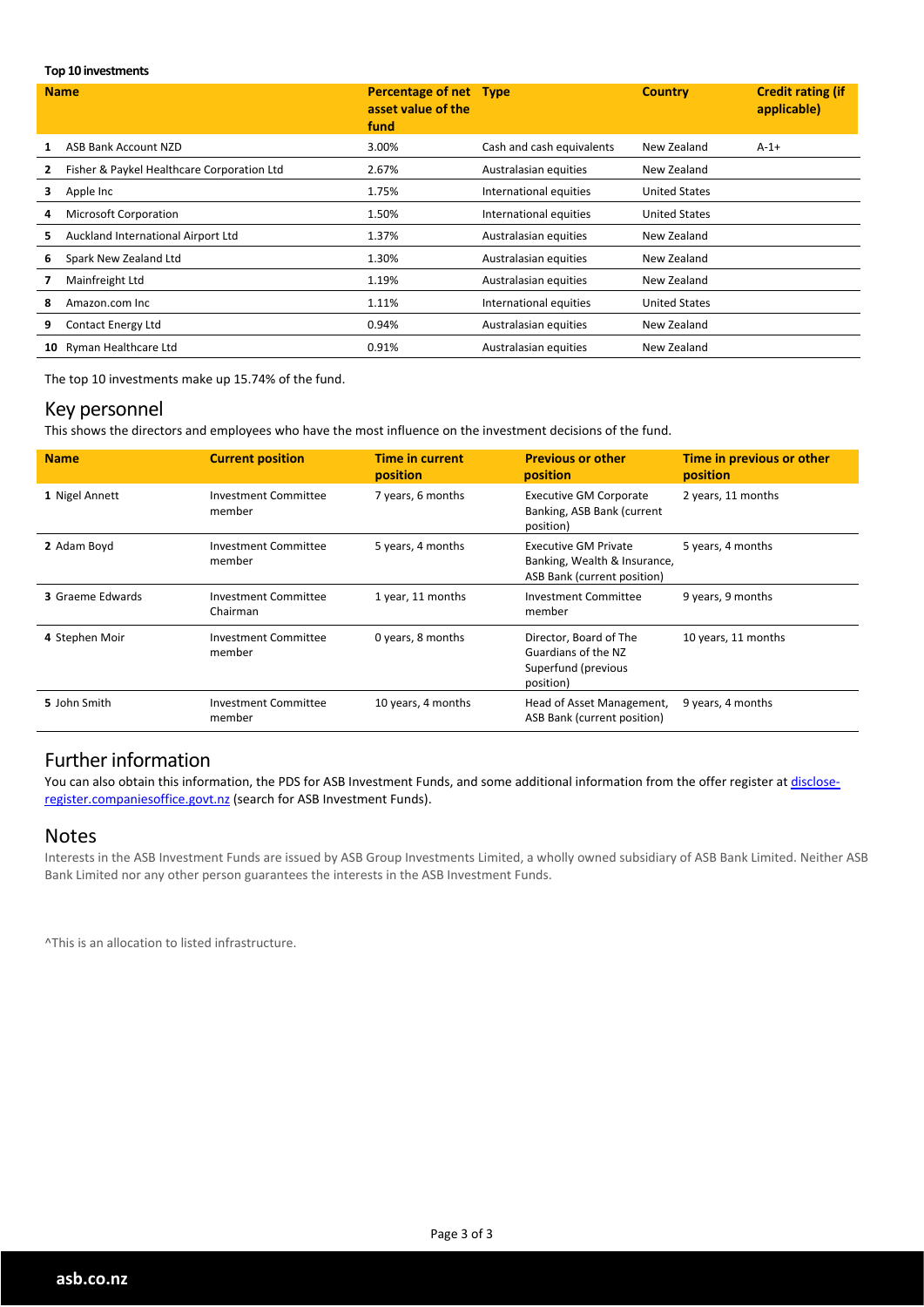**Top 10 investments**

| Name | Percentage of net asset value of the fund | Type | Country | Credit rating (if applicable) |
|---|---|---|---|---|
| 1 ASB Bank Account NZD | 3.00% | Cash and cash equivalents | New Zealand | A-1+ |
| 2 Fisher & Paykel Healthcare Corporation Ltd | 2.67% | Australasian equities | New Zealand | |
| 3 Apple Inc | 1.75% | International equities | United States | |
| 4 Microsoft Corporation | 1.50% | International equities | United States | |
| 5 Auckland International Airport Ltd | 1.37% | Australasian equities | New Zealand | |
| 6 Spark New Zealand Ltd | 1.30% | Australasian equities | New Zealand | |
| 7 Mainfreight Ltd | 1.19% | Australasian equities | New Zealand | |
| 8 Amazon.com Inc | 1.11% | International equities | United States | |
| 9 Contact Energy Ltd | 0.94% | Australasian equities | New Zealand | |
| 10 Ryman Healthcare Ltd | 0.91% | Australasian equities | New Zealand | |

The top 10 investments make up 15.74% of the fund.

## Key personnel

This shows the directors and employees who have the most influence on the investment decisions of the fund.

| Name | Current position | Time in current position | Previous or other position | Time in previous or other position |
|---|---|---|---|---|
| **1** Nigel Annett | Investment Committee member | 7 years, 6 months | Executive GM Corporate Banking, ASB Bank (current position) | 2 years, 11 months |
| **2** Adam Boyd | Investment Committee member | 5 years, 4 months | Executive GM Private Banking, Wealth & Insurance, ASB Bank (current position) | 5 years, 4 months |
| **3** Graeme Edwards | Investment Committee Chairman | 1 year, 11 months | Investment Committee member | 9 years, 9 months |
| **4** Stephen Moir | Investment Committee member | 0 years, 8 months | Director, Board of The Guardians of the NZ Superfund (previous position) | 10 years, 11 months |
| **5** John Smith | Investment Committee member | 10 years, 4 months | Head of Asset Management, ASB Bank (current position) | 9 years, 4 months |

## Further information

You can also obtain this information, the PDS for ASB Investment Funds, and some additional information from the offer register at disclose-register.companiesoffice.govt.nz (search for ASB Investment Funds).

## Notes

Interests in the ASB Investment Funds are issued by ASB Group Investments Limited, a wholly owned subsidiary of ASB Bank Limited. Neither ASB Bank Limited nor any other person guarantees the interests in the ASB Investment Funds.

^This is an allocation to listed infrastructure.